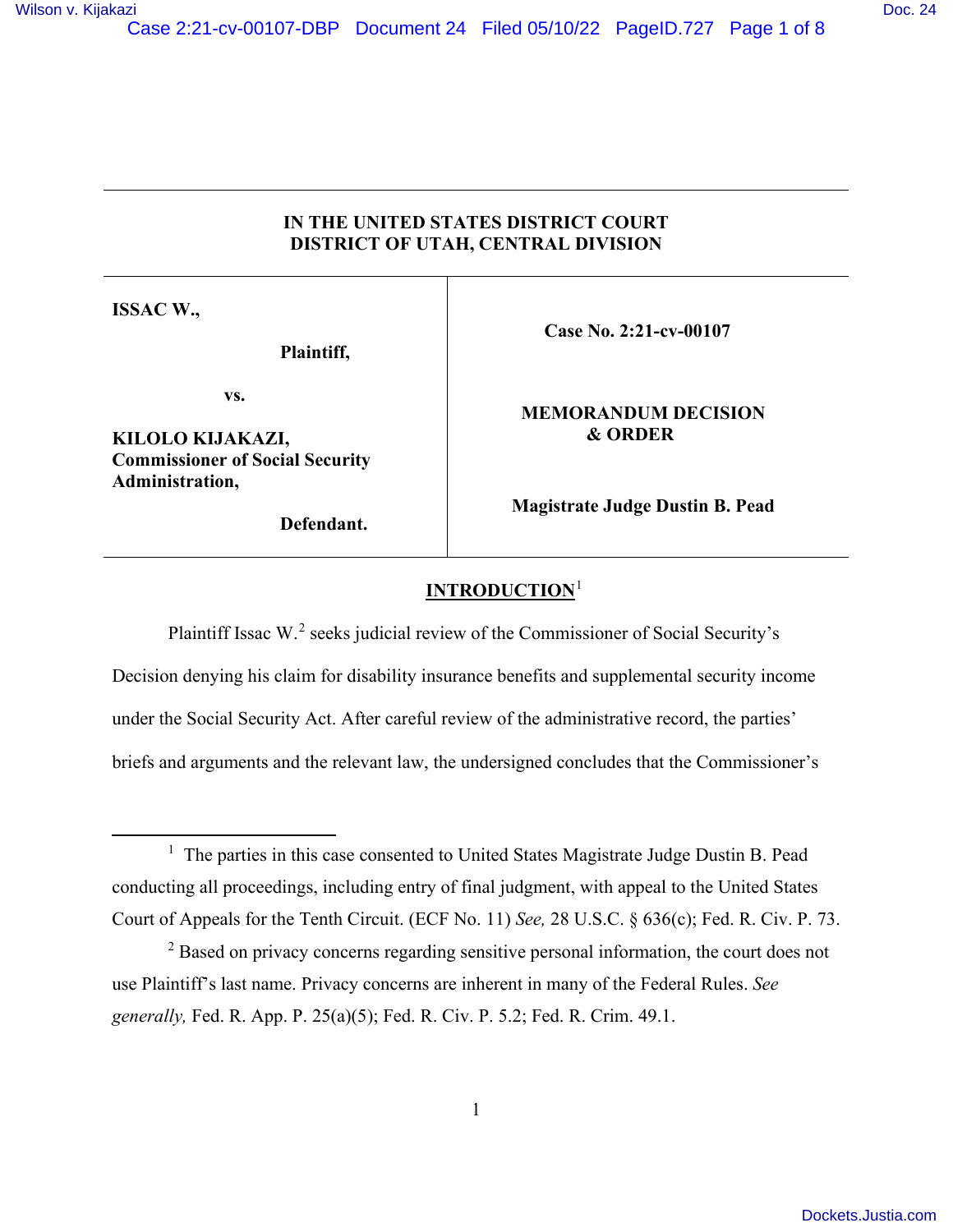**IN THE UNITED STATES DISTRICT COURT**
**DISTRICT OF UTAH, CENTRAL DIVISION**

| | |
|---|---|
| **ISSAC W.,**<br><br>**Plaintiff,**<br><br>**vs.**<br><br>**KILOLO KIJAKAZI, Commissioner of Social Security Administration,**<br><br>**Defendant.** | **Case No. 2:21-cv-00107**<br><br>**MEMORANDUM DECISION & ORDER**<br><br>**Magistrate Judge Dustin B. Pead** |

## INTRODUCTION[1]

Plaintiff Issac W.[2] seeks judicial review of the Commissioner of Social Security's Decision denying his claim for disability insurance benefits and supplemental security income under the Social Security Act. After careful review of the administrative record, the parties' briefs and arguments and the relevant law, the undersigned concludes that the Commissioner's

---

[1] The parties in this case consented to United States Magistrate Judge Dustin B. Pead conducting all proceedings, including entry of final judgment, with appeal to the United States Court of Appeals for the Tenth Circuit. (ECF No. 11) *See,* 28 U.S.C. § 636(c); Fed. R. Civ. P. 73.

[2] Based on privacy concerns regarding sensitive personal information, the court does not use Plaintiff's last name. Privacy concerns are inherent in many of the Federal Rules. *See generally,* Fed. R. App. P. 25(a)(5); Fed. R. Civ. P. 5.2; Fed. R. Crim. 49.1.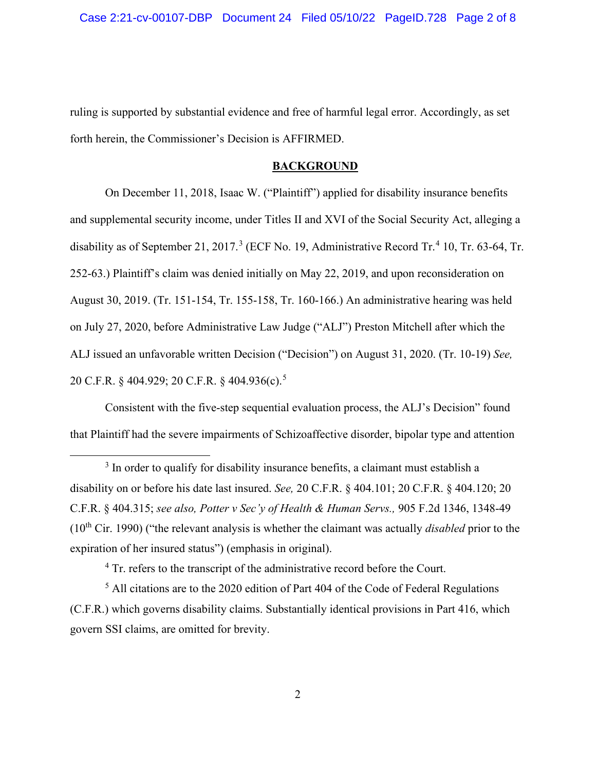ruling is supported by substantial evidence and free of harmful legal error. Accordingly, as set forth herein, the Commissioner's Decision is AFFIRMED.

## BACKGROUND

On December 11, 2018, Isaac W. ("Plaintiff") applied for disability insurance benefits and supplemental security income, under Titles II and XVI of the Social Security Act, alleging a disability as of September 21, 2017.[3] (ECF No. 19, Administrative Record Tr.[4] 10, Tr. 63-64, Tr. 252-63.) Plaintiff's claim was denied initially on May 22, 2019, and upon reconsideration on August 30, 2019. (Tr. 151-154, Tr. 155-158, Tr. 160-166.) An administrative hearing was held on July 27, 2020, before Administrative Law Judge ("ALJ") Preston Mitchell after which the ALJ issued an unfavorable written Decision ("Decision") on August 31, 2020. (Tr. 10-19) *See,* 20 C.F.R. § 404.929; 20 C.F.R. § 404.936(c).[5]

Consistent with the five-step sequential evaluation process, the ALJ's Decision" found that Plaintiff had the severe impairments of Schizoaffective disorder, bipolar type and attention

---

[3] In order to qualify for disability insurance benefits, a claimant must establish a disability on or before his date last insured. *See,* 20 C.F.R. § 404.101; 20 C.F.R. § 404.120; 20 C.F.R. § 404.315; *see also, Potter v Sec'y of Health & Human Servs.,* 905 F.2d 1346, 1348-49 (10th Cir. 1990) ("the relevant analysis is whether the claimant was actually *disabled* prior to the expiration of her insured status") (emphasis in original).

[4] Tr. refers to the transcript of the administrative record before the Court.

[5] All citations are to the 2020 edition of Part 404 of the Code of Federal Regulations (C.F.R.) which governs disability claims. Substantially identical provisions in Part 416, which govern SSI claims, are omitted for brevity.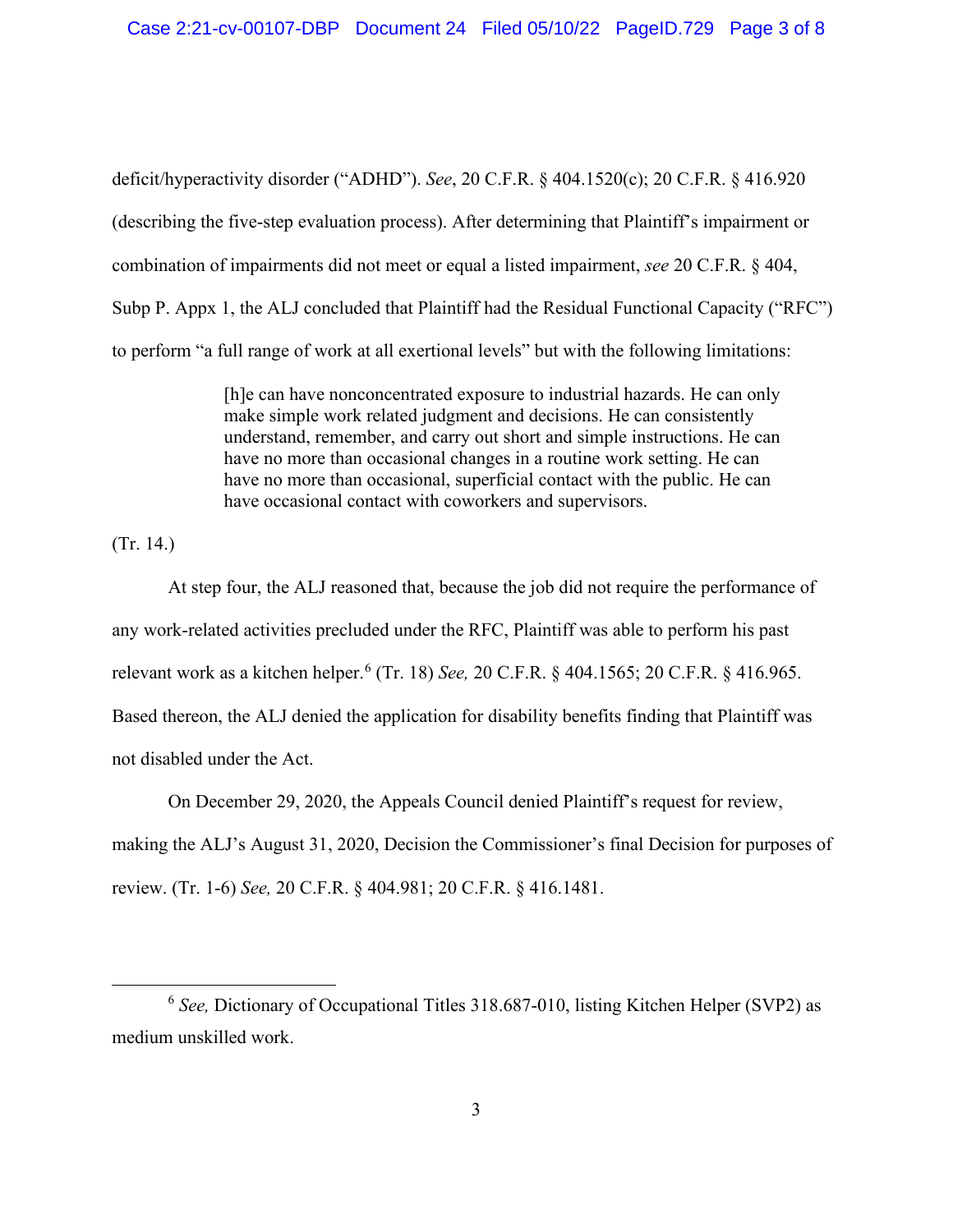deficit/hyperactivity disorder ("ADHD"). *See*, 20 C.F.R. § 404.1520(c); 20 C.F.R. § 416.920 (describing the five-step evaluation process). After determining that Plaintiff's impairment or combination of impairments did not meet or equal a listed impairment, *see* 20 C.F.R. § 404, Subp P. Appx 1, the ALJ concluded that Plaintiff had the Residual Functional Capacity ("RFC") to perform "a full range of work at all exertional levels" but with the following limitations:

> [h]e can have nonconcentrated exposure to industrial hazards. He can only make simple work related judgment and decisions. He can consistently understand, remember, and carry out short and simple instructions. He can have no more than occasional changes in a routine work setting. He can have no more than occasional, superficial contact with the public. He can have occasional contact with coworkers and supervisors.

(Tr. 14.)

At step four, the ALJ reasoned that, because the job did not require the performance of any work-related activities precluded under the RFC, Plaintiff was able to perform his past relevant work as a kitchen helper.[6] (Tr. 18) *See,* 20 C.F.R. § 404.1565; 20 C.F.R. § 416.965. Based thereon, the ALJ denied the application for disability benefits finding that Plaintiff was not disabled under the Act.

On December 29, 2020, the Appeals Council denied Plaintiff's request for review, making the ALJ's August 31, 2020, Decision the Commissioner's final Decision for purposes of review. (Tr. 1-6) *See,* 20 C.F.R. § 404.981; 20 C.F.R. § 416.1481.

---

[6] *See,* Dictionary of Occupational Titles 318.687-010, listing Kitchen Helper (SVP2) as medium unskilled work.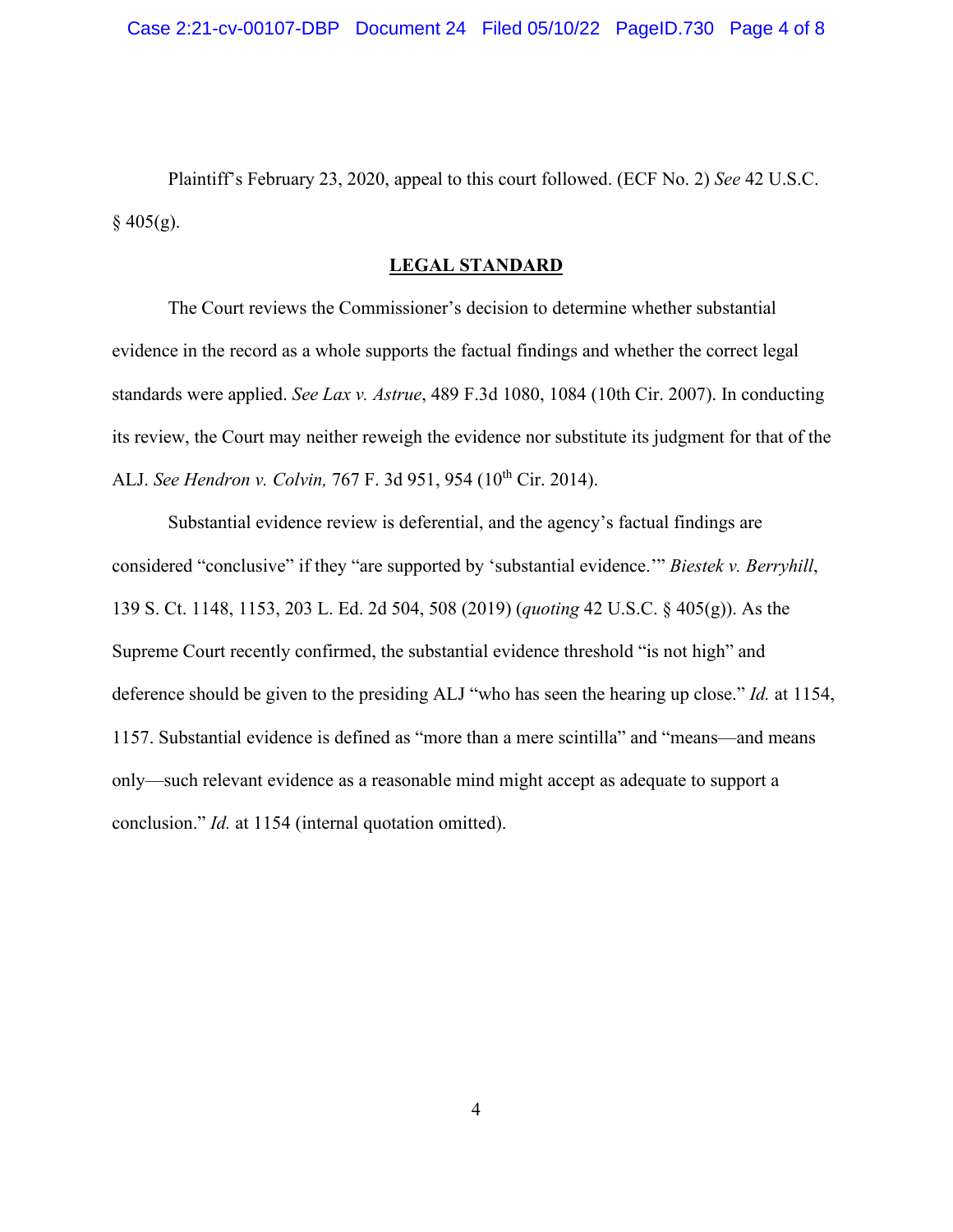Plaintiff's February 23, 2020, appeal to this court followed. (ECF No. 2) *See* 42 U.S.C. § 405(g).

## LEGAL STANDARD

The Court reviews the Commissioner's decision to determine whether substantial evidence in the record as a whole supports the factual findings and whether the correct legal standards were applied. *See Lax v. Astrue*, 489 F.3d 1080, 1084 (10th Cir. 2007). In conducting its review, the Court may neither reweigh the evidence nor substitute its judgment for that of the ALJ. *See Hendron v. Colvin,* 767 F. 3d 951, 954 (10th Cir. 2014).

Substantial evidence review is deferential, and the agency's factual findings are considered "conclusive" if they "are supported by 'substantial evidence.'" *Biestek v. Berryhill*, 139 S. Ct. 1148, 1153, 203 L. Ed. 2d 504, 508 (2019) (*quoting* 42 U.S.C. § 405(g)). As the Supreme Court recently confirmed, the substantial evidence threshold "is not high" and deference should be given to the presiding ALJ "who has seen the hearing up close." *Id.* at 1154, 1157. Substantial evidence is defined as "more than a mere scintilla" and "means—and means only—such relevant evidence as a reasonable mind might accept as adequate to support a conclusion." *Id.* at 1154 (internal quotation omitted).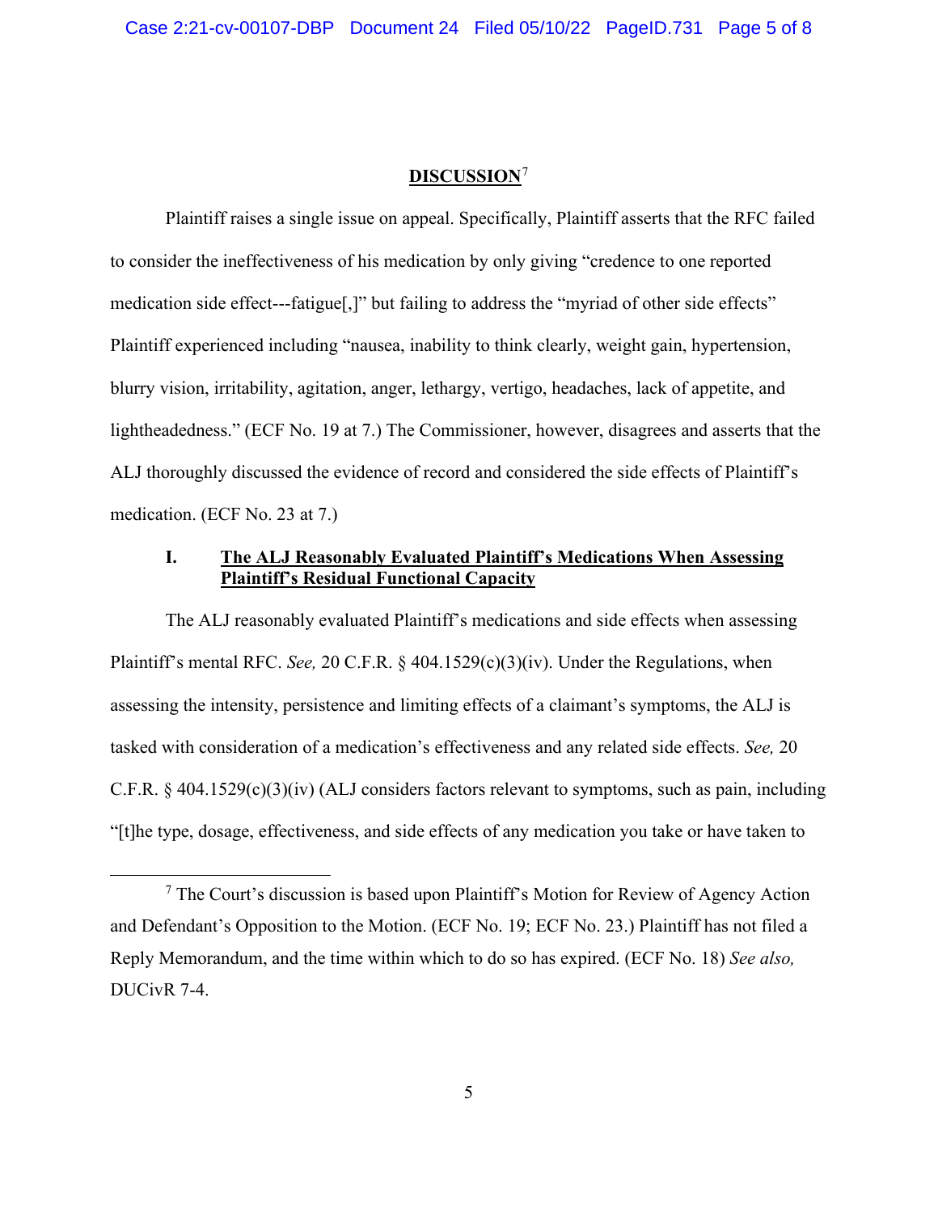## DISCUSSION[7]

Plaintiff raises a single issue on appeal. Specifically, Plaintiff asserts that the RFC failed to consider the ineffectiveness of his medication by only giving "credence to one reported medication side effect---fatigue[,]" but failing to address the "myriad of other side effects" Plaintiff experienced including "nausea, inability to think clearly, weight gain, hypertension, blurry vision, irritability, agitation, anger, lethargy, vertigo, headaches, lack of appetite, and lightheadedness." (ECF No. 19 at 7.) The Commissioner, however, disagrees and asserts that the ALJ thoroughly discussed the evidence of record and considered the side effects of Plaintiff's medication. (ECF No. 23 at 7.)

### I. The ALJ Reasonably Evaluated Plaintiff's Medications When Assessing Plaintiff's Residual Functional Capacity

The ALJ reasonably evaluated Plaintiff's medications and side effects when assessing Plaintiff's mental RFC. *See,* 20 C.F.R. § 404.1529(c)(3)(iv). Under the Regulations, when assessing the intensity, persistence and limiting effects of a claimant's symptoms, the ALJ is tasked with consideration of a medication's effectiveness and any related side effects. *See,* 20 C.F.R. § 404.1529(c)(3)(iv) (ALJ considers factors relevant to symptoms, such as pain, including "[t]he type, dosage, effectiveness, and side effects of any medication you take or have taken to

---

[7] The Court's discussion is based upon Plaintiff's Motion for Review of Agency Action and Defendant's Opposition to the Motion. (ECF No. 19; ECF No. 23.) Plaintiff has not filed a Reply Memorandum, and the time within which to do so has expired. (ECF No. 18) *See also,* DUCivR 7-4.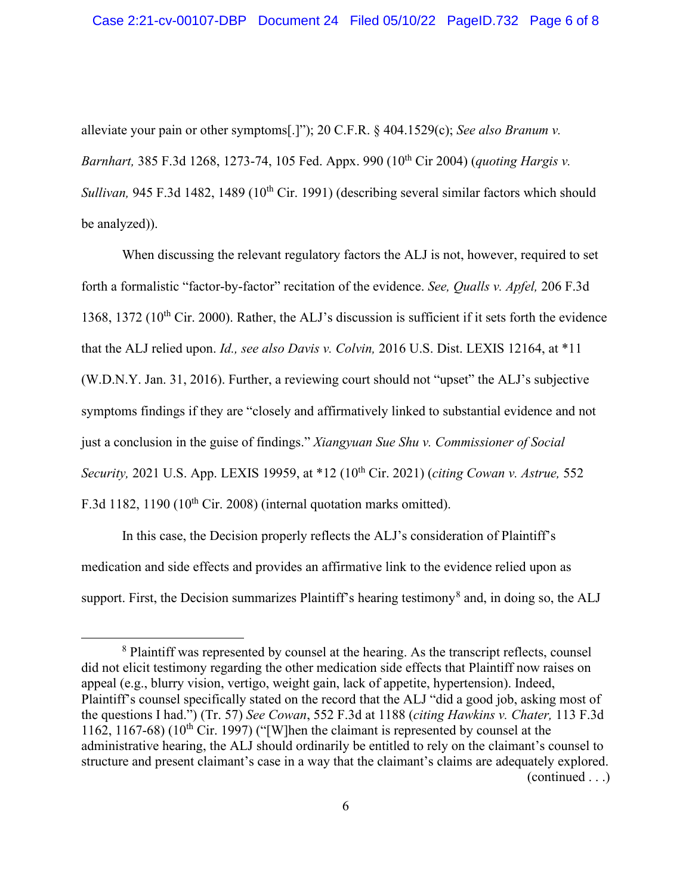alleviate your pain or other symptoms[.]"); 20 C.F.R. § 404.1529(c); *See also Branum v. Barnhart,* 385 F.3d 1268, 1273-74, 105 Fed. Appx. 990 (10th Cir 2004) (*quoting Hargis v. Sullivan,* 945 F.3d 1482, 1489 (10th Cir. 1991) (describing several similar factors which should be analyzed)).

When discussing the relevant regulatory factors the ALJ is not, however, required to set forth a formalistic "factor-by-factor" recitation of the evidence. *See, Qualls v. Apfel,* 206 F.3d 1368, 1372 (10th Cir. 2000). Rather, the ALJ's discussion is sufficient if it sets forth the evidence that the ALJ relied upon. *Id., see also Davis v. Colvin,* 2016 U.S. Dist. LEXIS 12164, at *11 (W.D.N.Y. Jan. 31, 2016). Further, a reviewing court should not "upset" the ALJ's subjective symptoms findings if they are "closely and affirmatively linked to substantial evidence and not just a conclusion in the guise of findings." *Xiangyuan Sue Shu v. Commissioner of Social Security,* 2021 U.S. App. LEXIS 19959, at *12 (10th Cir. 2021) (*citing Cowan v. Astrue,* 552 F.3d 1182, 1190 (10th Cir. 2008) (internal quotation marks omitted).

In this case, the Decision properly reflects the ALJ's consideration of Plaintiff's medication and side effects and provides an affirmative link to the evidence relied upon as support. First, the Decision summarizes Plaintiff's hearing testimony[8] and, in doing so, the ALJ

---

[8] Plaintiff was represented by counsel at the hearing. As the transcript reflects, counsel did not elicit testimony regarding the other medication side effects that Plaintiff now raises on appeal (e.g., blurry vision, vertigo, weight gain, lack of appetite, hypertension). Indeed, Plaintiff's counsel specifically stated on the record that the ALJ "did a good job, asking most of the questions I had.") (Tr. 57) *See Cowan*, 552 F.3d at 1188 (*citing Hawkins v. Chater,* 113 F.3d 1162, 1167-68) (10th Cir. 1997) ("[W]hen the claimant is represented by counsel at the administrative hearing, the ALJ should ordinarily be entitled to rely on the claimant's counsel to structure and present claimant's case in a way that the claimant's claims are adequately explored. (continued . . .)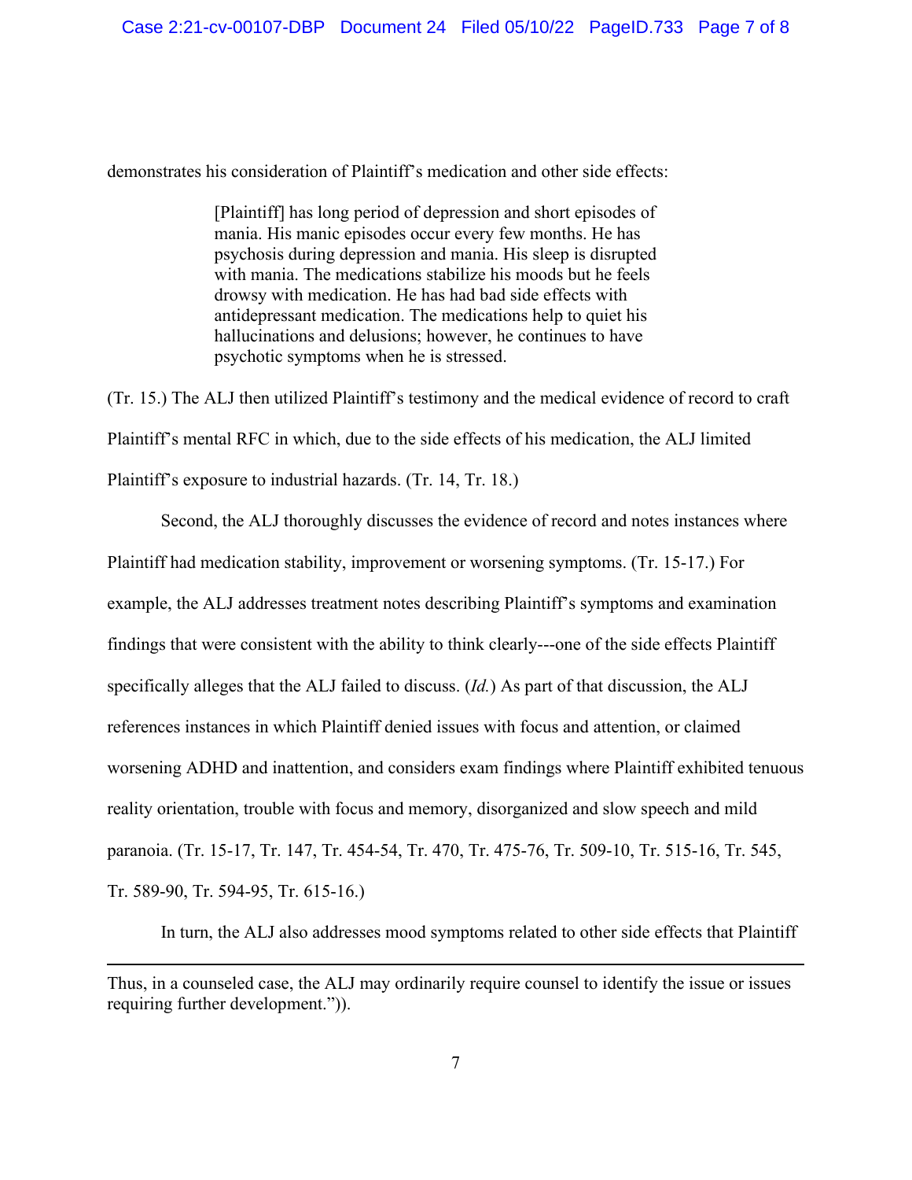demonstrates his consideration of Plaintiff's medication and other side effects:

> [Plaintiff] has long period of depression and short episodes of mania. His manic episodes occur every few months. He has psychosis during depression and mania. His sleep is disrupted with mania. The medications stabilize his moods but he feels drowsy with medication. He has had bad side effects with antidepressant medication. The medications help to quiet his hallucinations and delusions; however, he continues to have psychotic symptoms when he is stressed.

(Tr. 15.) The ALJ then utilized Plaintiff's testimony and the medical evidence of record to craft Plaintiff's mental RFC in which, due to the side effects of his medication, the ALJ limited Plaintiff's exposure to industrial hazards. (Tr. 14, Tr. 18.)

Second, the ALJ thoroughly discusses the evidence of record and notes instances where Plaintiff had medication stability, improvement or worsening symptoms. (Tr. 15-17.) For example, the ALJ addresses treatment notes describing Plaintiff's symptoms and examination findings that were consistent with the ability to think clearly---one of the side effects Plaintiff specifically alleges that the ALJ failed to discuss. (*Id.*) As part of that discussion, the ALJ references instances in which Plaintiff denied issues with focus and attention, or claimed worsening ADHD and inattention, and considers exam findings where Plaintiff exhibited tenuous reality orientation, trouble with focus and memory, disorganized and slow speech and mild paranoia. (Tr. 15-17, Tr. 147, Tr. 454-54, Tr. 470, Tr. 475-76, Tr. 509-10, Tr. 515-16, Tr. 545, Tr. 589-90, Tr. 594-95, Tr. 615-16.)

In turn, the ALJ also addresses mood symptoms related to other side effects that Plaintiff

---

Thus, in a counseled case, the ALJ may ordinarily require counsel to identify the issue or issues requiring further development.")).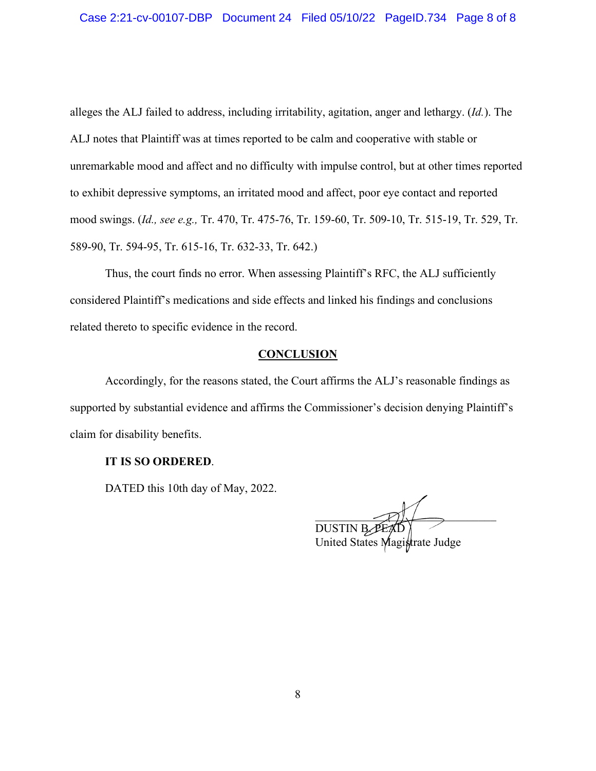alleges the ALJ failed to address, including irritability, agitation, anger and lethargy. (*Id.*). The ALJ notes that Plaintiff was at times reported to be calm and cooperative with stable or unremarkable mood and affect and no difficulty with impulse control, but at other times reported to exhibit depressive symptoms, an irritated mood and affect, poor eye contact and reported mood swings. (*Id., see e.g.,* Tr. 470, Tr. 475-76, Tr. 159-60, Tr. 509-10, Tr. 515-19, Tr. 529, Tr. 589-90, Tr. 594-95, Tr. 615-16, Tr. 632-33, Tr. 642.)

Thus, the court finds no error. When assessing Plaintiff's RFC, the ALJ sufficiently considered Plaintiff's medications and side effects and linked his findings and conclusions related thereto to specific evidence in the record.

## CONCLUSION

Accordingly, for the reasons stated, the Court affirms the ALJ's reasonable findings as supported by substantial evidence and affirms the Commissioner's decision denying Plaintiff's claim for disability benefits.

**IT IS SO ORDERED**.

DATED this 10th day of May, 2022.

DUSTIN B. PEAD
United States Magistrate Judge